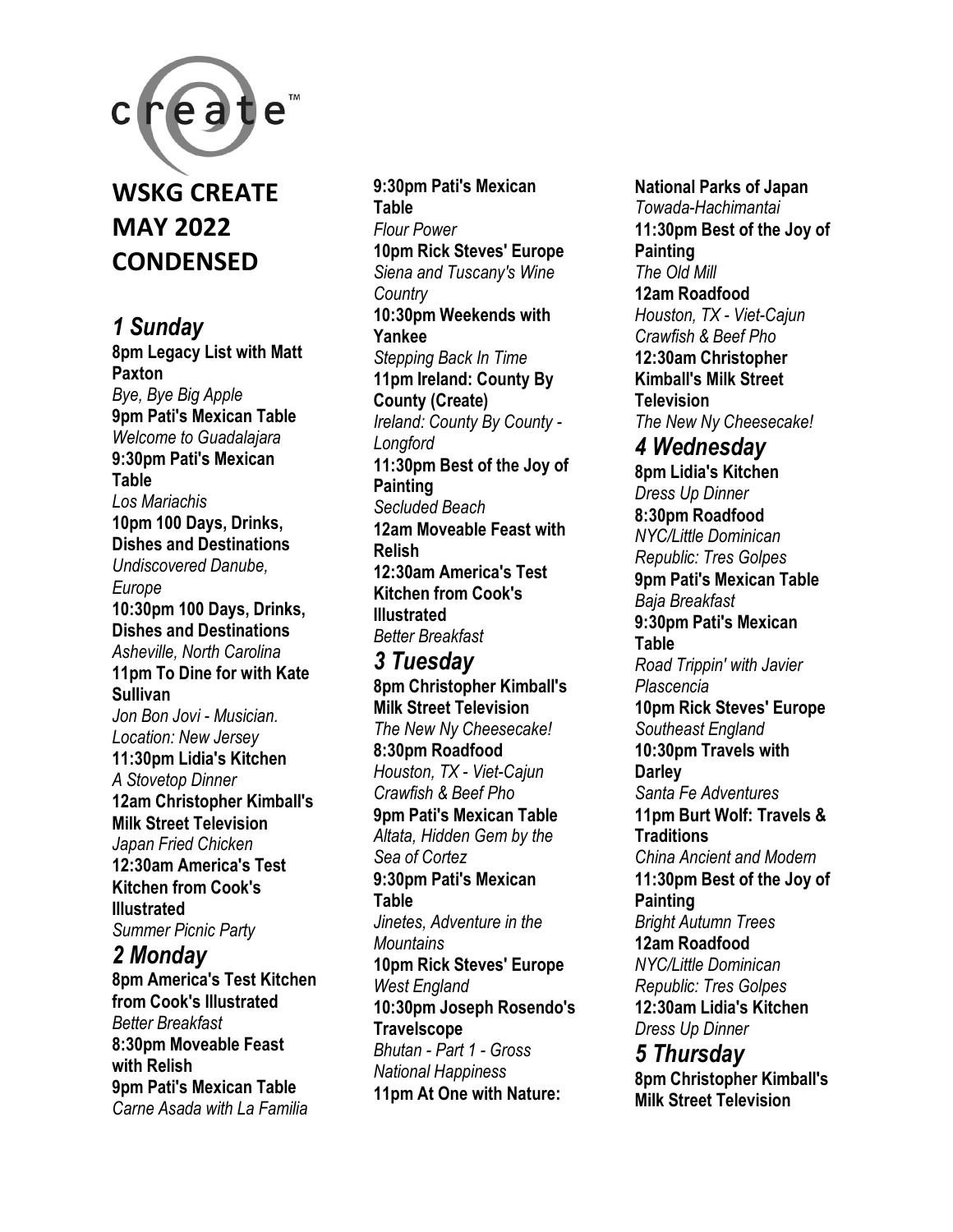# WSKG CREATE MAY 2022 CONDENSED

## *1 Sunday*

**8pm Legacy List with Matt Paxton**
*Bye, Bye Big Apple*
**9pm Pati's Mexican Table**
*Welcome to Guadalajara*
**9:30pm Pati's Mexican Table**
*Los Mariachis*
**10pm 100 Days, Drinks, Dishes and Destinations**
*Undiscovered Danube, Europe*
**10:30pm 100 Days, Drinks, Dishes and Destinations**
*Asheville, North Carolina*
**11pm To Dine for with Kate Sullivan**
*Jon Bon Jovi - Musician. Location: New Jersey*
**11:30pm Lidia's Kitchen**
*A Stovetop Dinner*
**12am Christopher Kimball's Milk Street Television**
*Japan Fried Chicken*
**12:30am America's Test Kitchen from Cook's Illustrated**
*Summer Picnic Party*

## *2 Monday*

**8pm America's Test Kitchen from Cook's Illustrated**
*Better Breakfast*
**8:30pm Moveable Feast with Relish**
**9pm Pati's Mexican Table**
*Carne Asada with La Familia*
**9:30pm Pati's Mexican Table**
*Flour Power*
**10pm Rick Steves' Europe**
*Siena and Tuscany's Wine Country*
**10:30pm Weekends with Yankee**
*Stepping Back In Time*
**11pm Ireland: County By County (Create)**
*Ireland: County By County - Longford*
**11:30pm Best of the Joy of Painting**
*Secluded Beach*
**12am Moveable Feast with Relish**
**12:30am America's Test Kitchen from Cook's Illustrated**
*Better Breakfast*

## *3 Tuesday*

**8pm Christopher Kimball's Milk Street Television**
*The New Ny Cheesecake!*
**8:30pm Roadfood**
*Houston, TX - Viet-Cajun Crawfish & Beef Pho*
**9pm Pati's Mexican Table**
*Altata, Hidden Gem by the Sea of Cortez*
**9:30pm Pati's Mexican Table**
*Jinetes, Adventure in the Mountains*
**10pm Rick Steves' Europe**
*West England*
**10:30pm Joseph Rosendo's Travelscope**
*Bhutan - Part 1 - Gross National Happiness*
**11pm At One with Nature: National Parks of Japan**
*Towada-Hachimantai*
**11:30pm Best of the Joy of Painting**
*The Old Mill*
**12am Roadfood**
*Houston, TX - Viet-Cajun Crawfish & Beef Pho*
**12:30am Christopher Kimball's Milk Street Television**
*The New Ny Cheesecake!*

## *4 Wednesday*

**8pm Lidia's Kitchen**
*Dress Up Dinner*
**8:30pm Roadfood**
*NYC/Little Dominican Republic: Tres Golpes*
**9pm Pati's Mexican Table**
*Baja Breakfast*
**9:30pm Pati's Mexican Table**
*Road Trippin' with Javier Plascencia*
**10pm Rick Steves' Europe**
*Southeast England*
**10:30pm Travels with Darley**
*Santa Fe Adventures*
**11pm Burt Wolf: Travels & Traditions**
*China Ancient and Modern*
**11:30pm Best of the Joy of Painting**
*Bright Autumn Trees*
**12am Roadfood**
*NYC/Little Dominican Republic: Tres Golpes*
**12:30am Lidia's Kitchen**
*Dress Up Dinner*

## *5 Thursday*

**8pm Christopher Kimball's Milk Street Television**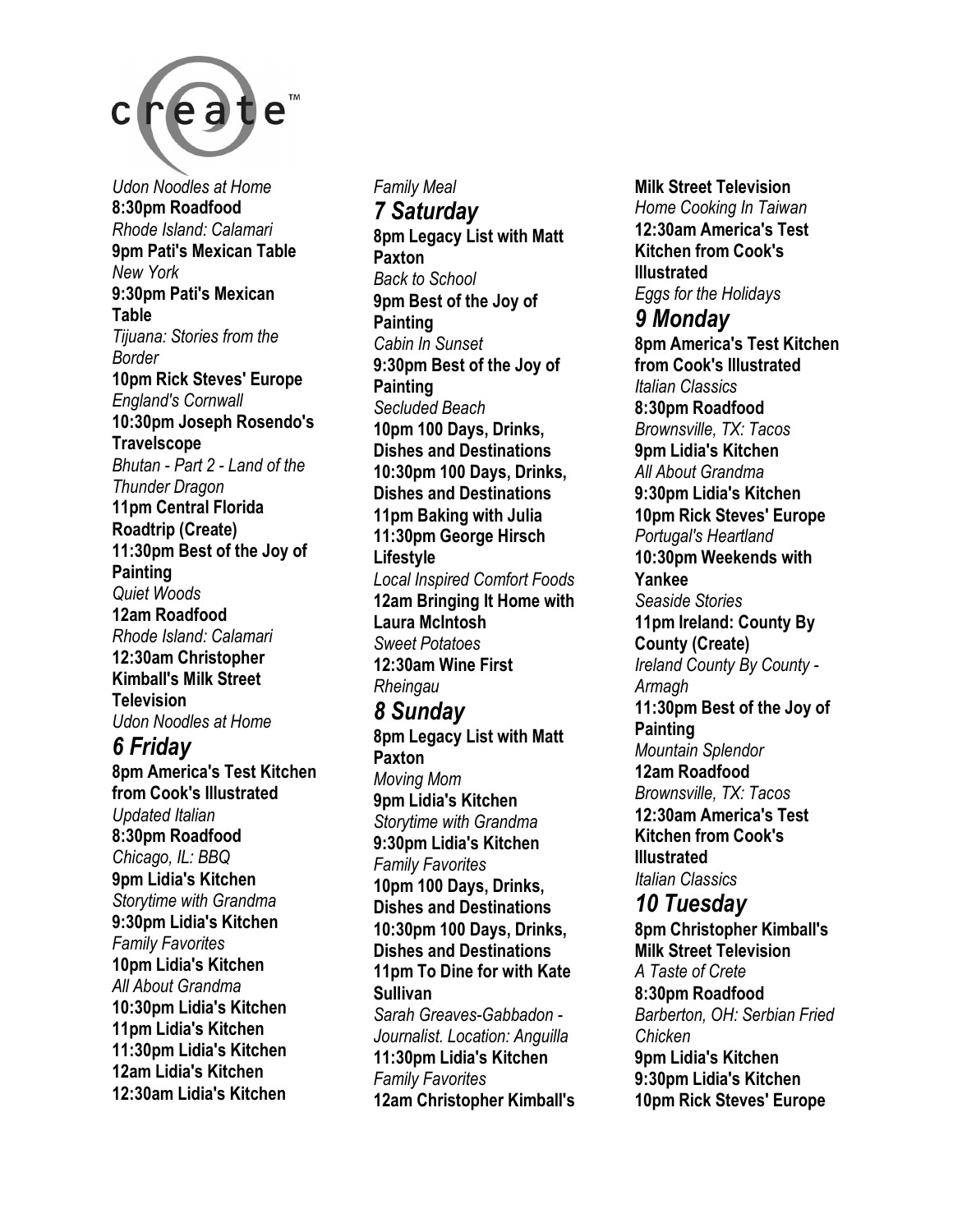create™

*Udon Noodles at Home*
**8:30pm Roadfood**
*Rhode Island: Calamari*
**9pm Pati's Mexican Table**
*New York*
**9:30pm Pati's Mexican Table**
*Tijuana: Stories from the Border*
**10pm Rick Steves' Europe**
*England's Cornwall*
**10:30pm Joseph Rosendo's Travelscope**
*Bhutan - Part 2 - Land of the Thunder Dragon*
**11pm Central Florida Roadtrip (Create)**
**11:30pm Best of the Joy of Painting**
*Quiet Woods*
**12am Roadfood**
*Rhode Island: Calamari*
**12:30am Christopher Kimball's Milk Street Television**
*Udon Noodles at Home*

## *6 Friday*

**8pm America's Test Kitchen from Cook's Illustrated**
*Updated Italian*
**8:30pm Roadfood**
*Chicago, IL: BBQ*
**9pm Lidia's Kitchen**
*Storytime with Grandma*
**9:30pm Lidia's Kitchen**
*Family Favorites*
**10pm Lidia's Kitchen**
*All About Grandma*
**10:30pm Lidia's Kitchen**
**11pm Lidia's Kitchen**
**11:30pm Lidia's Kitchen**
**12am Lidia's Kitchen**
**12:30am Lidia's Kitchen**
*Family Meal*

## *7 Saturday*

**8pm Legacy List with Matt Paxton**
*Back to School*
**9pm Best of the Joy of Painting**
*Cabin In Sunset*
**9:30pm Best of the Joy of Painting**
*Secluded Beach*
**10pm 100 Days, Drinks, Dishes and Destinations**
**10:30pm 100 Days, Drinks, Dishes and Destinations**
**11pm Baking with Julia**
**11:30pm George Hirsch Lifestyle**
*Local Inspired Comfort Foods*
**12am Bringing It Home with Laura McIntosh**
*Sweet Potatoes*
**12:30am Wine First**
*Rheingau*

## *8 Sunday*

**8pm Legacy List with Matt Paxton**
*Moving Mom*
**9pm Lidia's Kitchen**
*Storytime with Grandma*
**9:30pm Lidia's Kitchen**
*Family Favorites*
**10pm 100 Days, Drinks, Dishes and Destinations**
**10:30pm 100 Days, Drinks, Dishes and Destinations**
**11pm To Dine for with Kate Sullivan**
*Sarah Greaves-Gabbadon - Journalist. Location: Anguilla*
**11:30pm Lidia's Kitchen**
*Family Favorites*
**12am Christopher Kimball's Milk Street Television**
*Home Cooking In Taiwan*
**12:30am America's Test Kitchen from Cook's Illustrated**
*Eggs for the Holidays*

## *9 Monday*

**8pm America's Test Kitchen from Cook's Illustrated**
*Italian Classics*
**8:30pm Roadfood**
*Brownsville, TX: Tacos*
**9pm Lidia's Kitchen**
*All About Grandma*
**9:30pm Lidia's Kitchen**
**10pm Rick Steves' Europe**
*Portugal's Heartland*
**10:30pm Weekends with Yankee**
*Seaside Stories*
**11pm Ireland: County By County (Create)**
*Ireland County By County - Armagh*
**11:30pm Best of the Joy of Painting**
*Mountain Splendor*
**12am Roadfood**
*Brownsville, TX: Tacos*
**12:30am America's Test Kitchen from Cook's Illustrated**
*Italian Classics*

## *10 Tuesday*

**8pm Christopher Kimball's Milk Street Television**
*A Taste of Crete*
**8:30pm Roadfood**
*Barberton, OH: Serbian Fried Chicken*
**9pm Lidia's Kitchen**
**9:30pm Lidia's Kitchen**
**10pm Rick Steves' Europe**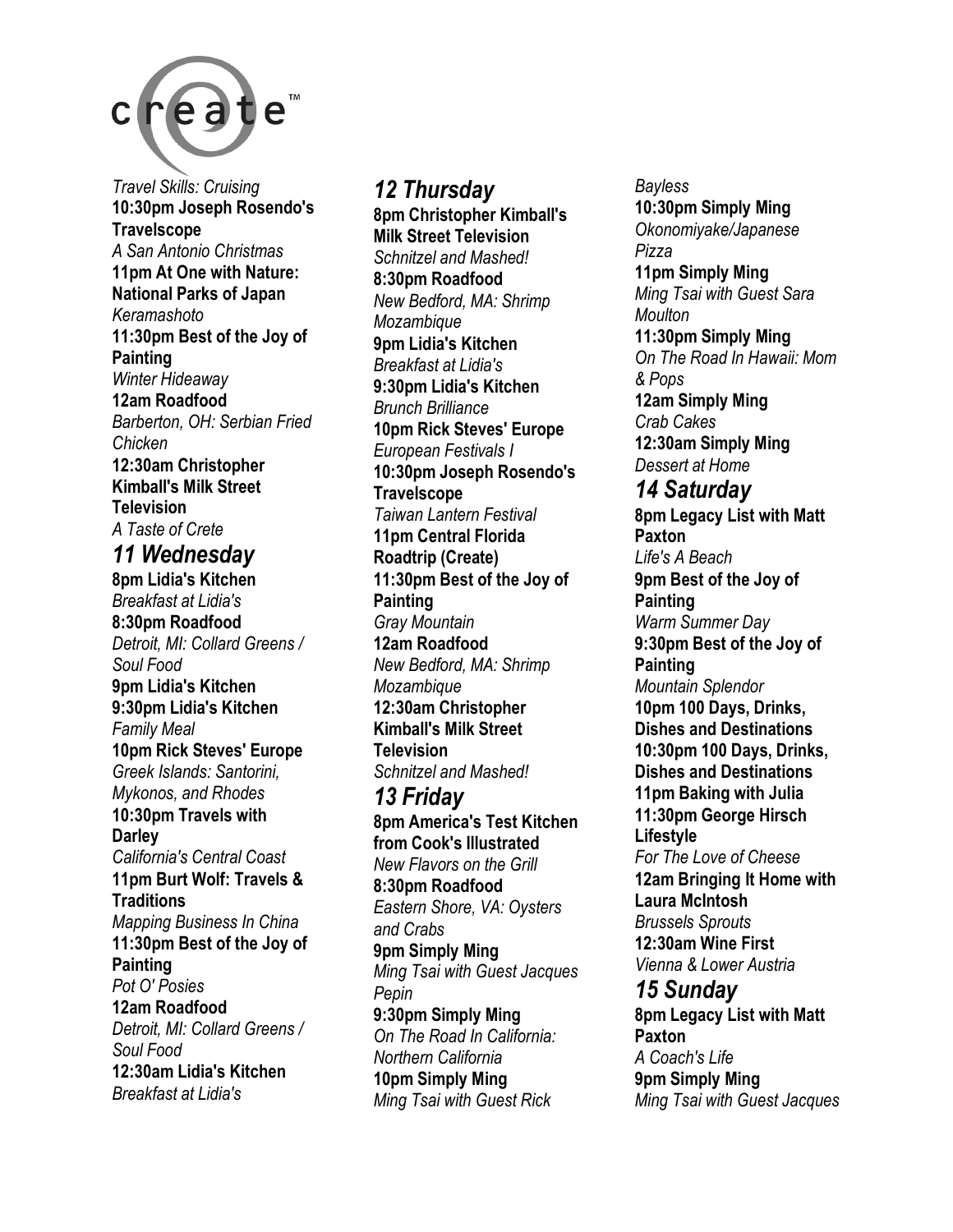create™

*Travel Skills: Cruising*
**10:30pm Joseph Rosendo's Travelscope**
*A San Antonio Christmas*
**11pm At One with Nature: National Parks of Japan**
*Keramashoto*
**11:30pm Best of the Joy of Painting**
*Winter Hideaway*
**12am Roadfood**
*Barberton, OH: Serbian Fried Chicken*
**12:30am Christopher Kimball's Milk Street Television**
*A Taste of Crete*

## 11 Wednesday

**8pm Lidia's Kitchen**
*Breakfast at Lidia's*
**8:30pm Roadfood**
*Detroit, MI: Collard Greens / Soul Food*
**9pm Lidia's Kitchen**
**9:30pm Lidia's Kitchen**
*Family Meal*
**10pm Rick Steves' Europe**
*Greek Islands: Santorini, Mykonos, and Rhodes*
**10:30pm Travels with Darley**
*California's Central Coast*
**11pm Burt Wolf: Travels & Traditions**
*Mapping Business In China*
**11:30pm Best of the Joy of Painting**
*Pot O' Posies*
**12am Roadfood**
*Detroit, MI: Collard Greens / Soul Food*
**12:30am Lidia's Kitchen**
*Breakfast at Lidia's*

## 12 Thursday

**8pm Christopher Kimball's Milk Street Television**
*Schnitzel and Mashed!*
**8:30pm Roadfood**
*New Bedford, MA: Shrimp Mozambique*
**9pm Lidia's Kitchen**
*Breakfast at Lidia's*
**9:30pm Lidia's Kitchen**
*Brunch Brilliance*
**10pm Rick Steves' Europe**
*European Festivals I*
**10:30pm Joseph Rosendo's Travelscope**
*Taiwan Lantern Festival*
**11pm Central Florida Roadtrip (Create)**
**11:30pm Best of the Joy of Painting**
*Gray Mountain*
**12am Roadfood**
*New Bedford, MA: Shrimp Mozambique*
**12:30am Christopher Kimball's Milk Street Television**
*Schnitzel and Mashed!*

## 13 Friday

**8pm America's Test Kitchen from Cook's Illustrated**
*New Flavors on the Grill*
**8:30pm Roadfood**
*Eastern Shore, VA: Oysters and Crabs*
**9pm Simply Ming**
*Ming Tsai with Guest Jacques Pepin*
**9:30pm Simply Ming**
*On The Road In California: Northern California*
**10pm Simply Ming**
*Ming Tsai with Guest Rick Bayless*
**10:30pm Simply Ming**
*Okonomiyake/Japanese Pizza*
**11pm Simply Ming**
*Ming Tsai with Guest Sara Moulton*
**11:30pm Simply Ming**
*On The Road In Hawaii: Mom & Pops*
**12am Simply Ming**
*Crab Cakes*
**12:30am Simply Ming**
*Dessert at Home*

## 14 Saturday

**8pm Legacy List with Matt Paxton**
*Life's A Beach*
**9pm Best of the Joy of Painting**
*Warm Summer Day*
**9:30pm Best of the Joy of Painting**
*Mountain Splendor*
**10pm 100 Days, Drinks, Dishes and Destinations**
**10:30pm 100 Days, Drinks, Dishes and Destinations**
**11pm Baking with Julia**
**11:30pm George Hirsch Lifestyle**
*For The Love of Cheese*
**12am Bringing It Home with Laura McIntosh**
*Brussels Sprouts*
**12:30am Wine First**
*Vienna & Lower Austria*

## 15 Sunday

**8pm Legacy List with Matt Paxton**
*A Coach's Life*
**9pm Simply Ming**
*Ming Tsai with Guest Jacques*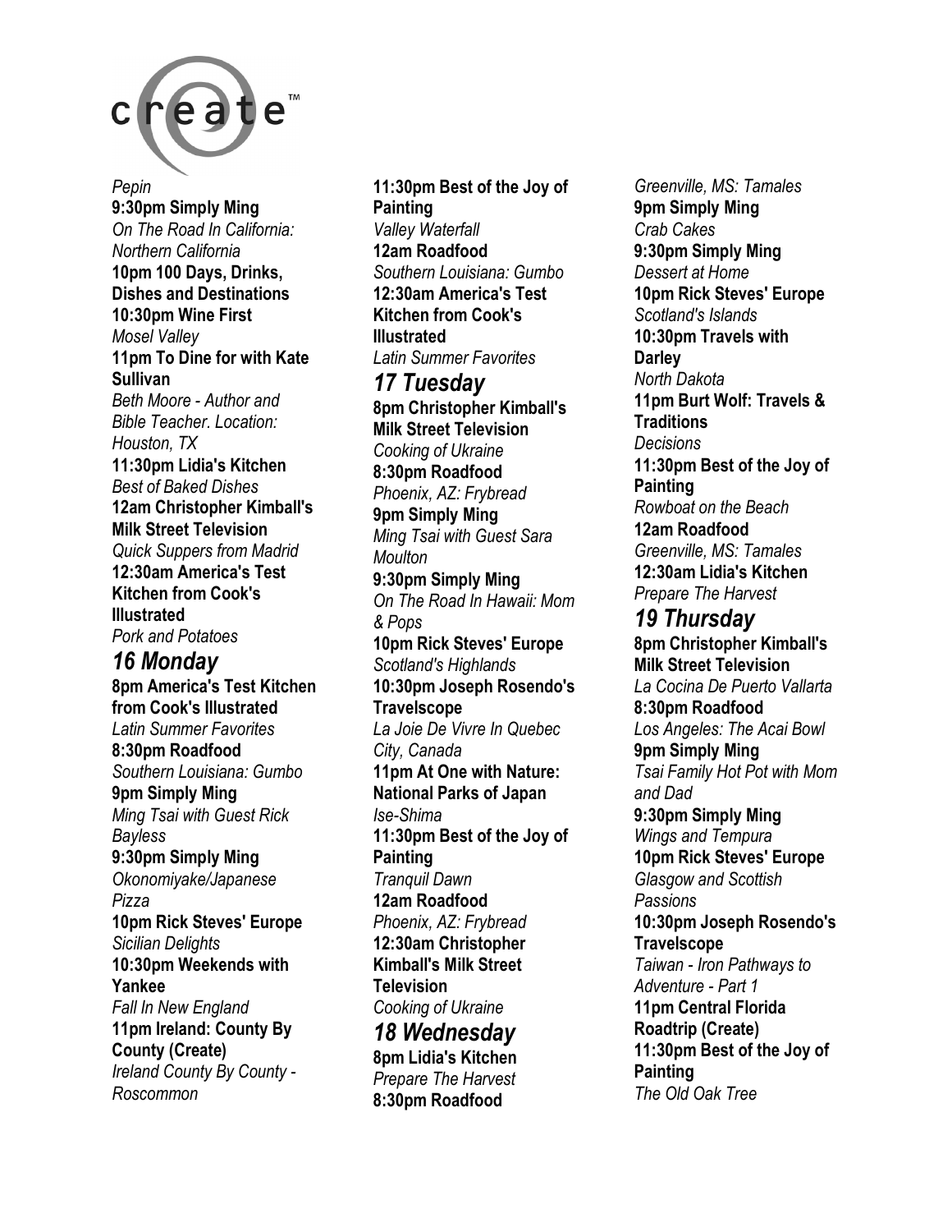*Pepin*

**9:30pm Simply Ming**
*On The Road In California: Northern California*

**10pm 100 Days, Drinks, Dishes and Destinations**

**10:30pm Wine First**
*Mosel Valley*

**11pm To Dine for with Kate Sullivan**
*Beth Moore - Author and Bible Teacher. Location: Houston, TX*

**11:30pm Lidia's Kitchen**
*Best of Baked Dishes*

**12am Christopher Kimball's Milk Street Television**
*Quick Suppers from Madrid*

**12:30am America's Test Kitchen from Cook's Illustrated**
*Pork and Potatoes*

## *16 Monday*

**8pm America's Test Kitchen from Cook's Illustrated**
*Latin Summer Favorites*

**8:30pm Roadfood**
*Southern Louisiana: Gumbo*

**9pm Simply Ming**
*Ming Tsai with Guest Rick Bayless*

**9:30pm Simply Ming**
*Okonomiyake/Japanese Pizza*

**10pm Rick Steves' Europe**
*Sicilian Delights*

**10:30pm Weekends with Yankee**
*Fall In New England*

**11pm Ireland: County By County (Create)**
*Ireland County By County - Roscommon*

**11:30pm Best of the Joy of Painting**
*Valley Waterfall*

**12am Roadfood**
*Southern Louisiana: Gumbo*

**12:30am America's Test Kitchen from Cook's Illustrated**
*Latin Summer Favorites*

## *17 Tuesday*

**8pm Christopher Kimball's Milk Street Television**
*Cooking of Ukraine*

**8:30pm Roadfood**
*Phoenix, AZ: Frybread*

**9pm Simply Ming**
*Ming Tsai with Guest Sara Moulton*

**9:30pm Simply Ming**
*On The Road In Hawaii: Mom & Pops*

**10pm Rick Steves' Europe**
*Scotland's Highlands*

**10:30pm Joseph Rosendo's Travelscope**
*La Joie De Vivre In Quebec City, Canada*

**11pm At One with Nature: National Parks of Japan**
*Ise-Shima*

**11:30pm Best of the Joy of Painting**
*Tranquil Dawn*

**12am Roadfood**
*Phoenix, AZ: Frybread*

**12:30am Christopher Kimball's Milk Street Television**
*Cooking of Ukraine*

## *18 Wednesday*

**8pm Lidia's Kitchen**
*Prepare The Harvest*

**8:30pm Roadfood**
*Greenville, MS: Tamales*

**9pm Simply Ming**
*Crab Cakes*

**9:30pm Simply Ming**
*Dessert at Home*

**10pm Rick Steves' Europe**
*Scotland's Islands*

**10:30pm Travels with Darley**
*North Dakota*

**11pm Burt Wolf: Travels & Traditions**
*Decisions*

**11:30pm Best of the Joy of Painting**
*Rowboat on the Beach*

**12am Roadfood**
*Greenville, MS: Tamales*

**12:30am Lidia's Kitchen**
*Prepare The Harvest*

## *19 Thursday*

**8pm Christopher Kimball's Milk Street Television**
*La Cocina De Puerto Vallarta*

**8:30pm Roadfood**
*Los Angeles: The Acai Bowl*

**9pm Simply Ming**
*Tsai Family Hot Pot with Mom and Dad*

**9:30pm Simply Ming**
*Wings and Tempura*

**10pm Rick Steves' Europe**
*Glasgow and Scottish Passions*

**10:30pm Joseph Rosendo's Travelscope**
*Taiwan - Iron Pathways to Adventure - Part 1*

**11pm Central Florida Roadtrip (Create)**

**11:30pm Best of the Joy of Painting**
*The Old Oak Tree*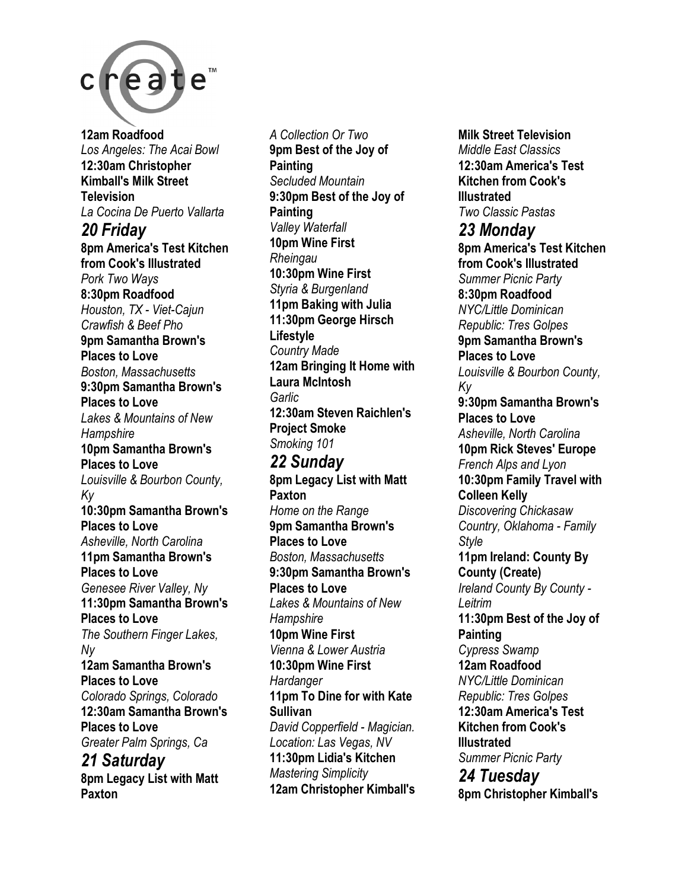create™

**12am Roadfood**
*Los Angeles: The Acai Bowl*
**12:30am Christopher Kimball's Milk Street Television**
*La Cocina De Puerto Vallarta*

## *20 Friday*

**8pm America's Test Kitchen from Cook's Illustrated**
*Pork Two Ways*
**8:30pm Roadfood**
*Houston, TX - Viet-Cajun Crawfish & Beef Pho*
**9pm Samantha Brown's Places to Love**
*Boston, Massachusetts*
**9:30pm Samantha Brown's Places to Love**
*Lakes & Mountains of New Hampshire*
**10pm Samantha Brown's Places to Love**
*Louisville & Bourbon County, Ky*
**10:30pm Samantha Brown's Places to Love**
*Asheville, North Carolina*
**11pm Samantha Brown's Places to Love**
*Genesee River Valley, Ny*
**11:30pm Samantha Brown's Places to Love**
*The Southern Finger Lakes, Ny*
**12am Samantha Brown's Places to Love**
*Colorado Springs, Colorado*
**12:30am Samantha Brown's Places to Love**
*Greater Palm Springs, Ca*

## *21 Saturday*

**8pm Legacy List with Matt Paxton**
*A Collection Or Two*
**9pm Best of the Joy of Painting**
*Secluded Mountain*
**9:30pm Best of the Joy of Painting**
*Valley Waterfall*
**10pm Wine First**
*Rheingau*
**10:30pm Wine First**
*Styria & Burgenland*
**11pm Baking with Julia**
**11:30pm George Hirsch Lifestyle**
*Country Made*
**12am Bringing It Home with Laura McIntosh**
*Garlic*
**12:30am Steven Raichlen's Project Smoke**
*Smoking 101*

## *22 Sunday*

**8pm Legacy List with Matt Paxton**
*Home on the Range*
**9pm Samantha Brown's Places to Love**
*Boston, Massachusetts*
**9:30pm Samantha Brown's Places to Love**
*Lakes & Mountains of New Hampshire*
**10pm Wine First**
*Vienna & Lower Austria*
**10:30pm Wine First**
*Hardanger*
**11pm To Dine for with Kate Sullivan**
*David Copperfield - Magician. Location: Las Vegas, NV*
**11:30pm Lidia's Kitchen**
*Mastering Simplicity*
**12am Christopher Kimball's Milk Street Television**
*Middle East Classics*
**12:30am America's Test Kitchen from Cook's Illustrated**
*Two Classic Pastas*

## *23 Monday*

**8pm America's Test Kitchen from Cook's Illustrated**
*Summer Picnic Party*
**8:30pm Roadfood**
*NYC/Little Dominican Republic: Tres Golpes*
**9pm Samantha Brown's Places to Love**
*Louisville & Bourbon County, Ky*
**9:30pm Samantha Brown's Places to Love**
*Asheville, North Carolina*
**10pm Rick Steves' Europe**
*French Alps and Lyon*
**10:30pm Family Travel with Colleen Kelly**
*Discovering Chickasaw Country, Oklahoma - Family Style*
**11pm Ireland: County By County (Create)**
*Ireland County By County - Leitrim*
**11:30pm Best of the Joy of Painting**
*Cypress Swamp*
**12am Roadfood**
*NYC/Little Dominican Republic: Tres Golpes*
**12:30am America's Test Kitchen from Cook's Illustrated**
*Summer Picnic Party*

## *24 Tuesday*

**8pm Christopher Kimball's**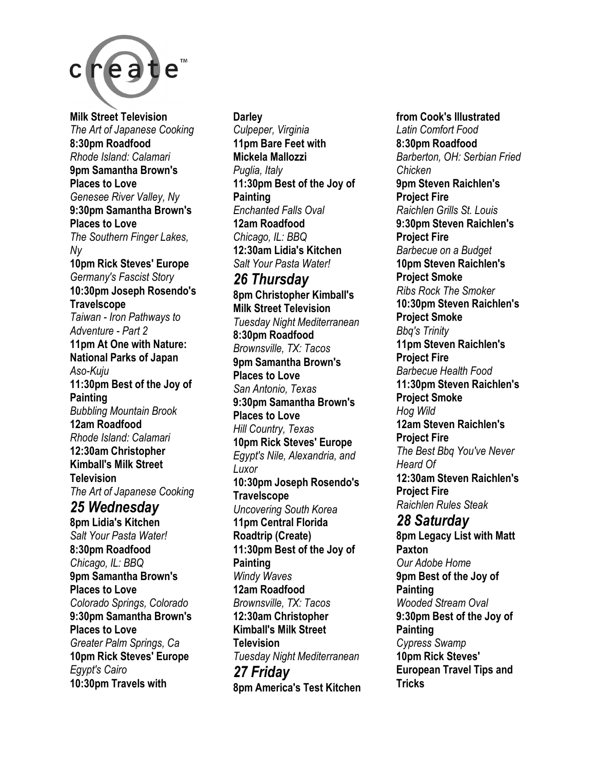create™

**Milk Street Television**
*The Art of Japanese Cooking*
**8:30pm Roadfood**
*Rhode Island: Calamari*
**9pm Samantha Brown's Places to Love**
*Genesee River Valley, Ny*
**9:30pm Samantha Brown's Places to Love**
*The Southern Finger Lakes, Ny*
**10pm Rick Steves' Europe**
*Germany's Fascist Story*
**10:30pm Joseph Rosendo's Travelscope**
*Taiwan - Iron Pathways to Adventure - Part 2*
**11pm At One with Nature: National Parks of Japan**
*Aso-Kuju*
**11:30pm Best of the Joy of Painting**
*Bubbling Mountain Brook*
**12am Roadfood**
*Rhode Island: Calamari*
**12:30am Christopher Kimball's Milk Street Television**
*The Art of Japanese Cooking*

## *25 Wednesday*

**8pm Lidia's Kitchen**
*Salt Your Pasta Water!*
**8:30pm Roadfood**
*Chicago, IL: BBQ*
**9pm Samantha Brown's Places to Love**
*Colorado Springs, Colorado*
**9:30pm Samantha Brown's Places to Love**
*Greater Palm Springs, Ca*
**10pm Rick Steves' Europe**
*Egypt's Cairo*
**10:30pm Travels with Darley**
*Culpeper, Virginia*
**11pm Bare Feet with Mickela Mallozzi**
*Puglia, Italy*
**11:30pm Best of the Joy of Painting**
*Enchanted Falls Oval*
**12am Roadfood**
*Chicago, IL: BBQ*
**12:30am Lidia's Kitchen**
*Salt Your Pasta Water!*

## *26 Thursday*

**8pm Christopher Kimball's Milk Street Television**
*Tuesday Night Mediterranean*
**8:30pm Roadfood**
*Brownsville, TX: Tacos*
**9pm Samantha Brown's Places to Love**
*San Antonio, Texas*
**9:30pm Samantha Brown's Places to Love**
*Hill Country, Texas*
**10pm Rick Steves' Europe**
*Egypt's Nile, Alexandria, and Luxor*
**10:30pm Joseph Rosendo's Travelscope**
*Uncovering South Korea*
**11pm Central Florida Roadtrip (Create)**
**11:30pm Best of the Joy of Painting**
*Windy Waves*
**12am Roadfood**
*Brownsville, TX: Tacos*
**12:30am Christopher Kimball's Milk Street Television**
*Tuesday Night Mediterranean*

## *27 Friday*

**8pm America's Test Kitchen from Cook's Illustrated**
*Latin Comfort Food*
**8:30pm Roadfood**
*Barberton, OH: Serbian Fried Chicken*
**9pm Steven Raichlen's Project Fire**
*Raichlen Grills St. Louis*
**9:30pm Steven Raichlen's Project Fire**
*Barbecue on a Budget*
**10pm Steven Raichlen's Project Smoke**
*Ribs Rock The Smoker*
**10:30pm Steven Raichlen's Project Smoke**
*Bbq's Trinity*
**11pm Steven Raichlen's Project Fire**
*Barbecue Health Food*
**11:30pm Steven Raichlen's Project Smoke**
*Hog Wild*
**12am Steven Raichlen's Project Fire**
*The Best Bbq You've Never Heard Of*
**12:30am Steven Raichlen's Project Fire**
*Raichlen Rules Steak*

## *28 Saturday*

**8pm Legacy List with Matt Paxton**
*Our Adobe Home*
**9pm Best of the Joy of Painting**
*Wooded Stream Oval*
**9:30pm Best of the Joy of Painting**
*Cypress Swamp*
**10pm Rick Steves' European Travel Tips and Tricks**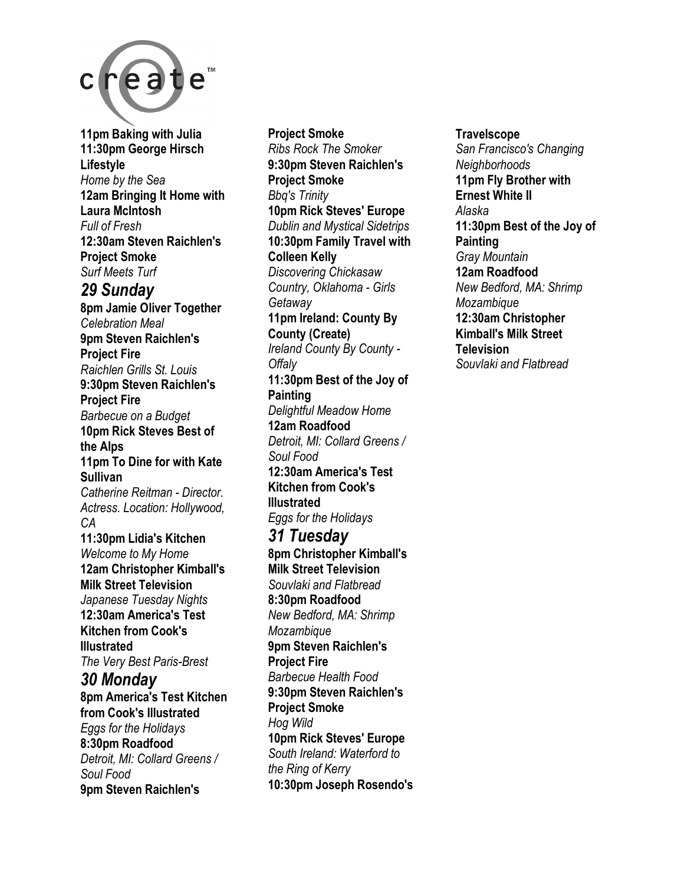create™

**11pm Baking with Julia**
**11:30pm George Hirsch Lifestyle**
*Home by the Sea*
**12am Bringing It Home with Laura McIntosh**
*Full of Fresh*
**12:30am Steven Raichlen's Project Smoke**
*Surf Meets Turf*

## *29 Sunday*

**8pm Jamie Oliver Together**
*Celebration Meal*
**9pm Steven Raichlen's Project Fire**
*Raichlen Grills St. Louis*
**9:30pm Steven Raichlen's Project Fire**
*Barbecue on a Budget*
**10pm Rick Steves Best of the Alps**
**11pm To Dine for with Kate Sullivan**
*Catherine Reitman - Director. Actress. Location: Hollywood, CA*
**11:30pm Lidia's Kitchen**
*Welcome to My Home*
**12am Christopher Kimball's Milk Street Television**
*Japanese Tuesday Nights*
**12:30am America's Test Kitchen from Cook's Illustrated**
*The Very Best Paris-Brest*

## *30 Monday*

**8pm America's Test Kitchen from Cook's Illustrated**
*Eggs for the Holidays*
**8:30pm Roadfood**
*Detroit, MI: Collard Greens / Soul Food*
**9pm Steven Raichlen's Project Smoke**
*Ribs Rock The Smoker*
**9:30pm Steven Raichlen's Project Smoke**
*Bbq's Trinity*
**10pm Rick Steves' Europe**
*Dublin and Mystical Sidetrips*
**10:30pm Family Travel with Colleen Kelly**
*Discovering Chickasaw Country, Oklahoma - Girls Getaway*
**11pm Ireland: County By County (Create)**
*Ireland County By County - Offaly*
**11:30pm Best of the Joy of Painting**
*Delightful Meadow Home*
**12am Roadfood**
*Detroit, MI: Collard Greens / Soul Food*
**12:30am America's Test Kitchen from Cook's Illustrated**
*Eggs for the Holidays*

## *31 Tuesday*

**8pm Christopher Kimball's Milk Street Television**
*Souvlaki and Flatbread*
**8:30pm Roadfood**
*New Bedford, MA: Shrimp Mozambique*
**9pm Steven Raichlen's Project Fire**
*Barbecue Health Food*
**9:30pm Steven Raichlen's Project Smoke**
*Hog Wild*
**10pm Rick Steves' Europe**
*South Ireland: Waterford to the Ring of Kerry*
**10:30pm Joseph Rosendo's Travelscope**
*San Francisco's Changing Neighborhoods*
**11pm Fly Brother with Ernest White II**
*Alaska*
**11:30pm Best of the Joy of Painting**
*Gray Mountain*
**12am Roadfood**
*New Bedford, MA: Shrimp Mozambique*
**12:30am Christopher Kimball's Milk Street Television**
*Souvlaki and Flatbread*